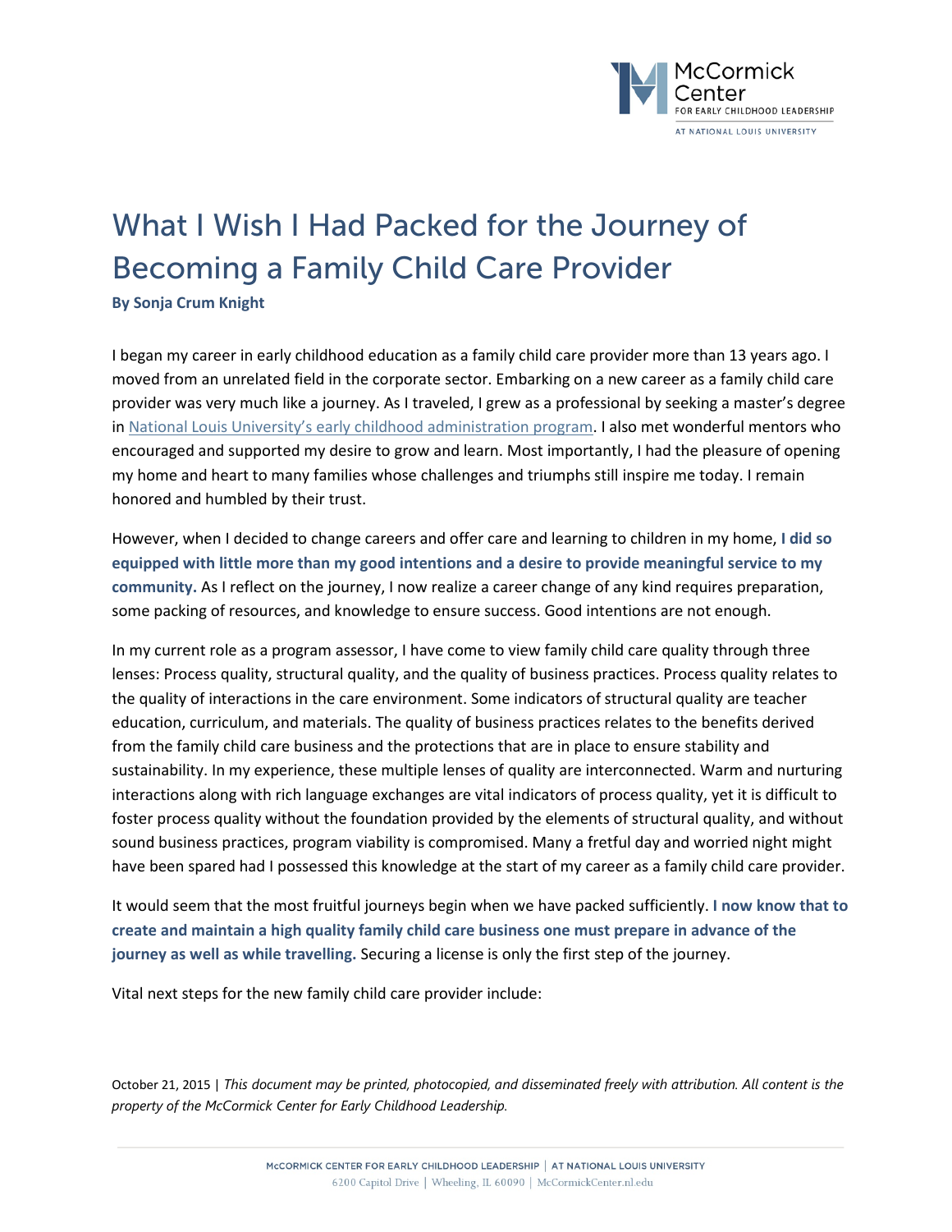# What I Wish I Had Packed for the Journey of Becoming a Family Child Care Provider

**By Sonja Crum Knight**

I began my career in early childhood education as a family child care provider more than 13 years ago. I moved from an unrelated field in the corporate sector. Embarking on a new career as a family child care provider was very much like a journey. As I traveled, I grew as a professional by seeking a master's degree in National Louis University's early childhood administration program. I also met wonderful mentors who encouraged and supported my desire to grow and learn. Most importantly, I had the pleasure of opening my home and heart to many families whose challenges and triumphs still inspire me today. I remain honored and humbled by their trust.

However, when I decided to change careers and offer care and learning to children in my home, **I did so equipped with little more than my good intentions and a desire to provide meaningful service to my community.** As I reflect on the journey, I now realize a career change of any kind requires preparation, some packing of resources, and knowledge to ensure success. Good intentions are not enough.

In my current role as a program assessor, I have come to view family child care quality through three lenses: Process quality, structural quality, and the quality of business practices. Process quality relates to the quality of interactions in the care environment. Some indicators of structural quality are teacher education, curriculum, and materials. The quality of business practices relates to the benefits derived from the family child care business and the protections that are in place to ensure stability and sustainability. In my experience, these multiple lenses of quality are interconnected. Warm and nurturing interactions along with rich language exchanges are vital indicators of process quality, yet it is difficult to foster process quality without the foundation provided by the elements of structural quality, and without sound business practices, program viability is compromised. Many a fretful day and worried night might have been spared had I possessed this knowledge at the start of my career as a family child care provider.

It would seem that the most fruitful journeys begin when we have packed sufficiently. **I now know that to create and maintain a high quality family child care business one must prepare in advance of the journey as well as while travelling.** Securing a license is only the first step of the journey.

Vital next steps for the new family child care provider include:

October 21, 2015 | *This document may be printed, photocopied, and disseminated freely with attribution. All content is the property of the McCormick Center for Early Childhood Leadership.*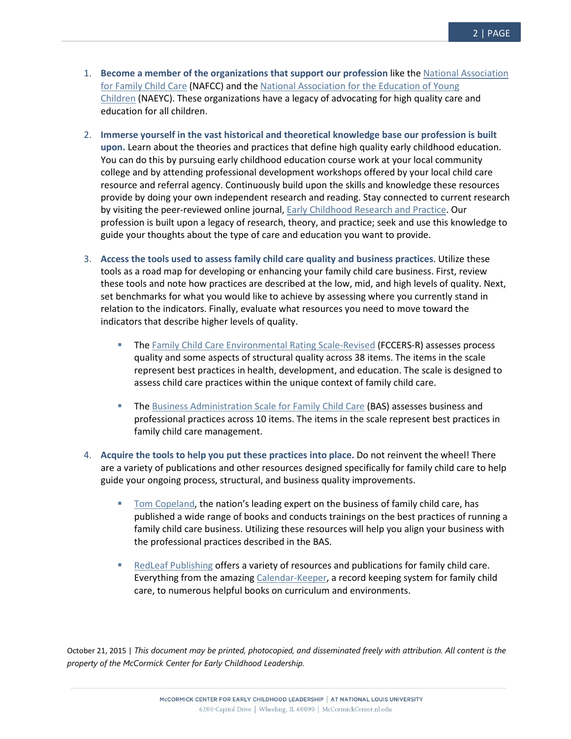1. **Become a member of the organizations that support our profession** like the National Association for Family Child Care (NAFCC) and the National Association for the Education of Young Children (NAEYC). These organizations have a legacy of advocating for high quality care and education for all children.

2. **Immerse yourself in the vast historical and theoretical knowledge base our profession is built upon.** Learn about the theories and practices that define high quality early childhood education. You can do this by pursuing early childhood education course work at your local community college and by attending professional development workshops offered by your local child care resource and referral agency. Continuously build upon the skills and knowledge these resources provide by doing your own independent research and reading. Stay connected to current research by visiting the peer-reviewed online journal, Early Childhood Research and Practice. Our profession is built upon a legacy of research, theory, and practice; seek and use this knowledge to guide your thoughts about the type of care and education you want to provide.

3. **Access the tools used to assess family child care quality and business practices.** Utilize these tools as a road map for developing or enhancing your family child care business. First, review these tools and note how practices are described at the low, mid, and high levels of quality. Next, set benchmarks for what you would like to achieve by assessing where you currently stand in relation to the indicators. Finally, evaluate what resources you need to move toward the indicators that describe higher levels of quality.

   - The Family Child Care Environmental Rating Scale-Revised (FCCERS-R) assesses process quality and some aspects of structural quality across 38 items. The items in the scale represent best practices in health, development, and education. The scale is designed to assess child care practices within the unique context of family child care.

   - The Business Administration Scale for Family Child Care (BAS) assesses business and professional practices across 10 items. The items in the scale represent best practices in family child care management.

4. **Acquire the tools to help you put these practices into place.** Do not reinvent the wheel! There are a variety of publications and other resources designed specifically for family child care to help guide your ongoing process, structural, and business quality improvements.

   - Tom Copeland, the nation's leading expert on the business of family child care, has published a wide range of books and conducts trainings on the best practices of running a family child care business. Utilizing these resources will help you align your business with the professional practices described in the BAS.

   - RedLeaf Publishing offers a variety of resources and publications for family child care. Everything from the amazing Calendar-Keeper, a record keeping system for family child care, to numerous helpful books on curriculum and environments.

October 21, 2015 | *This document may be printed, photocopied, and disseminated freely with attribution. All content is the property of the McCormick Center for Early Childhood Leadership.*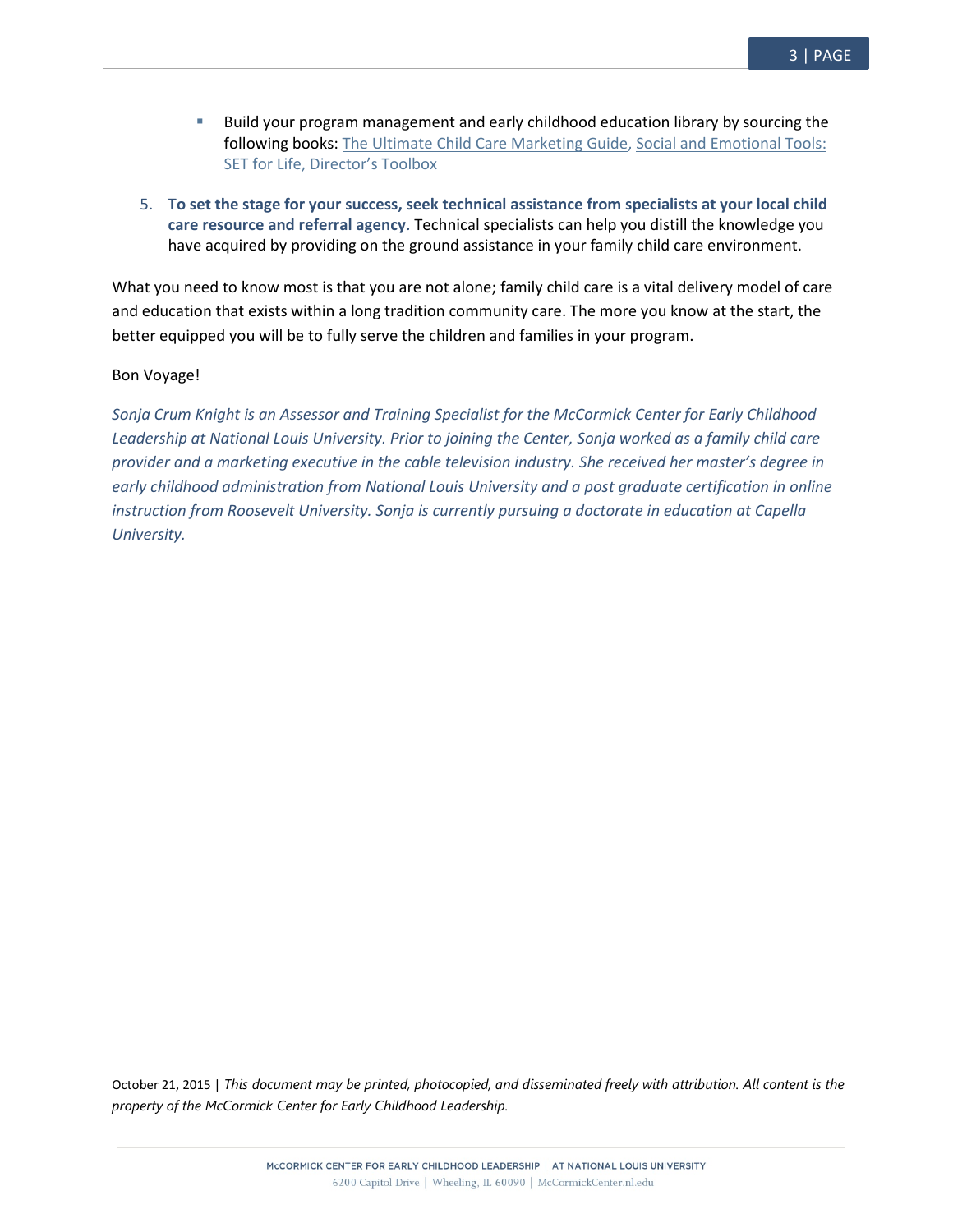- Build your program management and early childhood education library by sourcing the following books: The Ultimate Child Care Marketing Guide, Social and Emotional Tools: SET for Life, Director's Toolbox

5. **To set the stage for your success, seek technical assistance from specialists at your local child care resource and referral agency.** Technical specialists can help you distill the knowledge you have acquired by providing on the ground assistance in your family child care environment.

What you need to know most is that you are not alone; family child care is a vital delivery model of care and education that exists within a long tradition community care. The more you know at the start, the better equipped you will be to fully serve the children and families in your program.

Bon Voyage!

*Sonja Crum Knight is an Assessor and Training Specialist for the McCormick Center for Early Childhood Leadership at National Louis University. Prior to joining the Center, Sonja worked as a family child care provider and a marketing executive in the cable television industry. She received her master's degree in early childhood administration from National Louis University and a post graduate certification in online instruction from Roosevelt University. Sonja is currently pursuing a doctorate in education at Capella University.*

October 21, 2015 | *This document may be printed, photocopied, and disseminated freely with attribution. All content is the property of the McCormick Center for Early Childhood Leadership.*

McCORMICK CENTER FOR EARLY CHILDHOOD LEADERSHIP | AT NATIONAL LOUIS UNIVERSITY
6200 Capitol Drive | Wheeling, IL 60090 | McCormickCenter.nl.edu